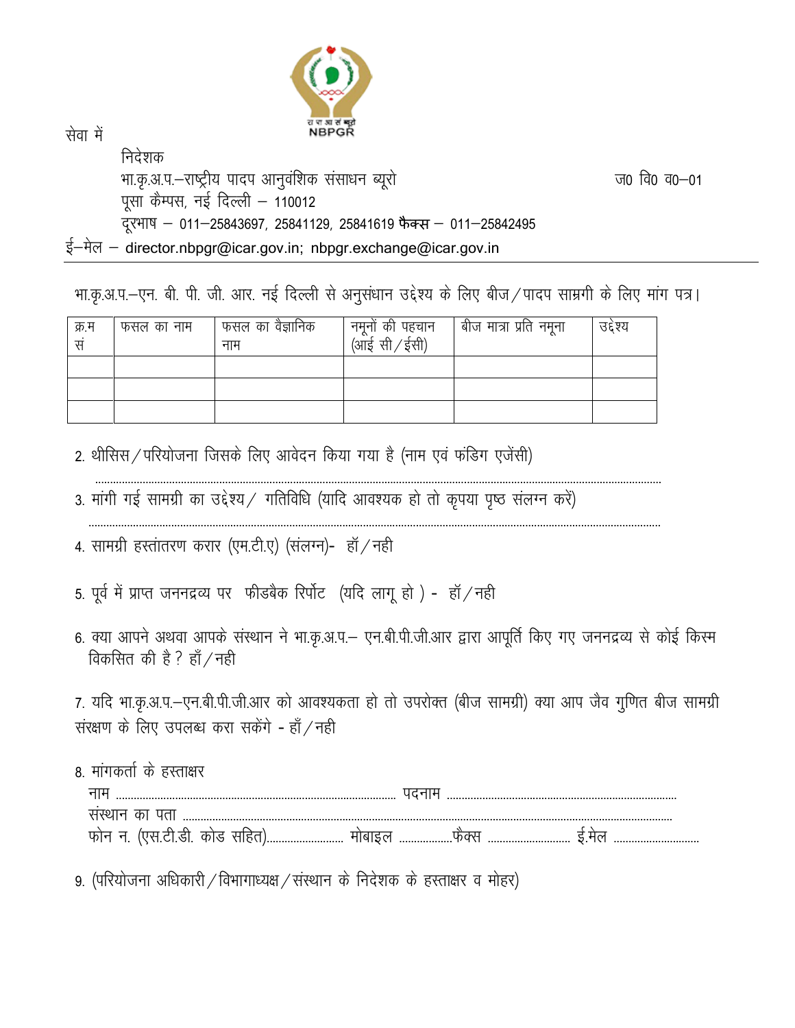रा पा आ सं ब्यूरो
NBPGR

सेवा में

निदेशक
भा.कृ.अ.प.–राष्ट्रीय पादप आनुवंशिक संसाधन ब्यूरो
पूसा कैम्पस, नई दिल्ली – 110012
दूरभाष – 011–25843697, 25841129, 25841619 **फैक्स** – 011–25842495
ई–मेल – director.nbpgr@icar.gov.in; nbpgr.exchange@icar.gov.in

ज0 वि0 व0–01

भा.कृ.अ.प.–एन. बी. पी. जी. आर. नई दिल्ली से अनुसंधान उद्देश्य के लिए बीज/पादप साम्रगी के लिए मांग पत्र।

| क्र.म सं | फसल का नाम | फसल का वैज्ञानिक नाम | नमूनों की पहचान (आई सी/ईसी) | बीज मात्रा प्रति नमूना | उद्देश्य |
|---|---|---|---|---|---|
| | | | | | |
| | | | | | |
| | | | | | |

2. थीसिस/परियोजना जिसके लिए आवेदन किया गया है (नाम एवं फंडिग एजेंसी)

   ..........................................................................................................................................

3. मांगी गई सामग्री का उद्देश्य/ गतिविधि (यादि आवश्यक हो तो कृपया पृष्ठ संलग्न करें)

   ..........................................................................................................................................

4. सामग्री हस्तांतरण करार (एम.टी.ए) (संलग्न)- हॉ/नही

5. पूर्व में प्राप्त जननद्रव्य पर फीडबैक रिर्पोट (यदि लागू हो ) - हॉ/नही

6. क्या आपने अथवा आपके संस्थान ने भा.कृ.अ.प.– एन.बी.पी.जी.आर द्वारा आपूर्ति किए गए जननद्रव्य से कोई किस्म विकसित की है? हाँ/नही

7. यदि भा.कृ.अ.प.–एन.बी.पी.जी.आर को आवश्यकता हो तो उपरोक्त (बीज सामग्री) क्या आप जैव गुणित बीज सामग्री संरक्षण के लिए उपलब्ध करा सकेंगे - हाँ/नही

8. मांगकर्ता के हस्ताक्षर

   नाम .............................................................................................. पदनाम ..............................................................................

   संस्थान का पता ..............................................................................................................................................

   फोन न. (एस.टी.डी. कोड सहित)......................... मोबाइल .................फैक्स ........................... ई.मेल ............................

9. (परियोजना अधिकारी/विभागाध्यक्ष/संस्थान के निदेशक के हस्ताक्षर व मोहर)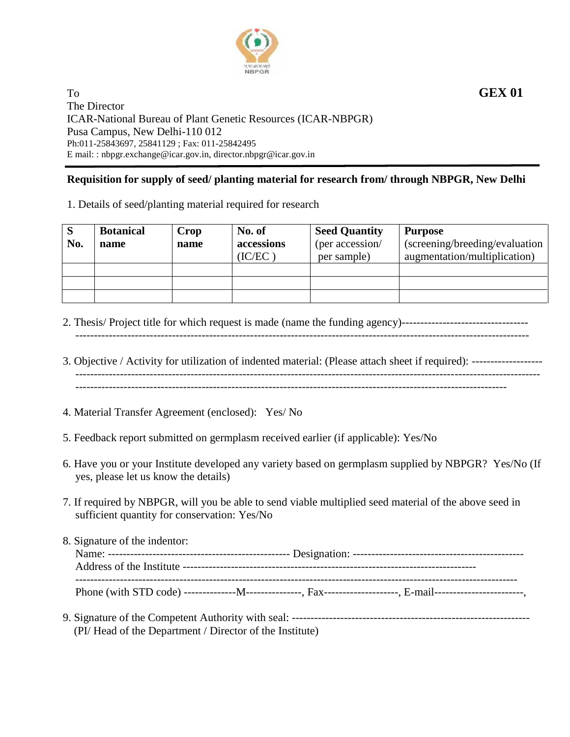रा.पा.आ.सं.ब्यूरो
NBPGR

To **GEX 01**

The Director
ICAR-National Bureau of Plant Genetic Resources (ICAR-NBPGR)
Pusa Campus, New Delhi-110 012
Ph:011-25843697, 25841129 ; Fax: 011-25842495
E mail: : nbpgr.exchange@icar.gov.in, director.nbpgr@icar.gov.in

**Requisition for supply of seed/ planting material for research from/ through NBPGR, New Delhi**

1. Details of seed/planting material required for research

| **S No.** | **Botanical name** | **Crop name** | **No. of accessions** (IC/EC ) | **Seed Quantity** (per accession/ per sample) | **Purpose** (screening/breeding/evaluation augmentation/multiplication) |
|---|---|---|---|---|---|
| | | | | | |
| | | | | | |
| | | | | | |

2. Thesis/ Project title for which request is made (name the funding agency)----------------------------------
------------------------------------------------------------------------------------------------------------------------

3. Objective / Activity for utilization of indented material: (Please attach sheet if required): -------------------
--------------------------------------------------------------------------------------------------------------------------
------------------------------------------------------------------------------------------------------------------

4. Material Transfer Agreement (enclosed): Yes/ No

5. Feedback report submitted on germplasm received earlier (if applicable): Yes/No

6. Have you or your Institute developed any variety based on germplasm supplied by NBPGR? Yes/No (If yes, please let us know the details)

7. If required by NBPGR, will you be able to send viable multiplied seed material of the above seed in sufficient quantity for conservation: Yes/No

8. Signature of the indentor:
   Name: ------------------------------------------------- Designation: ---------------------------------------------
   Address of the Institute ------------------------------------------------------------------------------------
   ----------------------------------------------------------------------------------------------------------------
   Phone (with STD code) --------------M---------------, Fax--------------------, E-mail-----------------------,

9. Signature of the Competent Authority with seal: -----------------------------------------------------------------
   (PI/ Head of the Department / Director of the Institute)